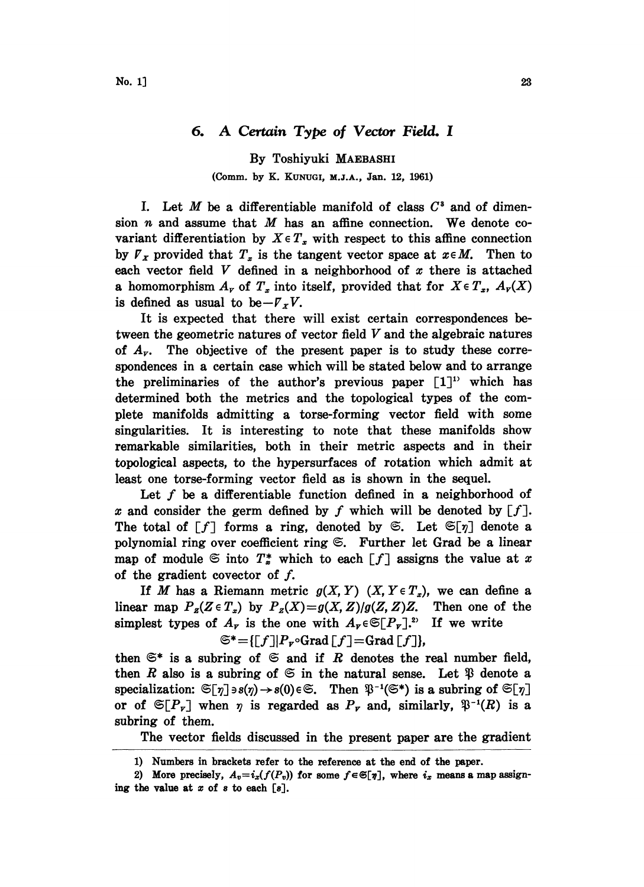# 6. A Certain Type of Vector Field. I

By Toshiyuki MAEBASHI

(Comm. by K. KUNUGI, M.J.A., Jan. 12, 1961)

I. Let $M$ be a differentiable manifold of class $C^3$ and of dimension $n$ and assume that $M$ has an affine connection. We denote covariant differentiation by $X \in T_x$ with respect to this affine connection by $\nabla_X$ provided that $T_x$ is the tangent vector space at $x \in M$. Then to each vector field $V$ defined in a neighborhood of $x$ there is attached a homomorphism $A_V$ of $T_x$ into itself, provided that for $X \in T_x$, $A_V(X)$ is defined as usual to be $-\nabla_X V$.

It is expected that there will exist certain correspondences between the geometric natures of vector field $V$ and the algebraic natures of $A_V$. The objective of the present paper is to study these correspondences in a certain case which will be stated below and to arrange the preliminaries of the author's previous paper [1][1] which has determined both the metrics and the topological types of the complete manifolds admitting a torse-forming vector field with some singularities. It is interesting to note that these manifolds show remarkable similarities, both in their metric aspects and in their topological aspects, to the hypersurfaces of rotation which admit at least one torse-forming vector field as is shown in the sequel.

Let $f$ be a differentiable function defined in a neighborhood of $x$ and consider the germ defined by $f$ which will be denoted by $[f]$. The total of $[f]$ forms a ring, denoted by $\mathfrak{S}$. Let $\mathfrak{S}[\eta]$ denote a polynomial ring over coefficient ring $\mathfrak{S}$. Further let Grad be a linear map of module $\mathfrak{S}$ into $T_x^*$ which to each $[f]$ assigns the value at $x$ of the gradient covector of $f$.

If $M$ has a Riemann metric $g(X, Y)$ $(X, Y \in T_x)$, we can define a linear map $P_Z(Z \in T_x)$ by $P_Z(X) = g(X, Z)/g(Z, Z)Z$. Then one of the simplest types of $A_V$ is the one with $A_V \in \mathfrak{S}[P_V]$.[2] If we write

$$\mathfrak{S}^* = \{[f] | P_V \circ \text{Grad}\,[f] = \text{Grad}\,[f]\},$$

then $\mathfrak{S}^*$ is a subring of $\mathfrak{S}$ and if $R$ denotes the real number field, then $R$ also is a subring of $\mathfrak{S}$ in the natural sense. Let $\mathfrak{P}$ denote a specialization: $\mathfrak{S}[\eta] \ni s(\eta) \to s(0) \in \mathfrak{S}$. Then $\mathfrak{P}^{-1}(\mathfrak{S}^*)$ is a subring of $\mathfrak{S}[\eta]$ or of $\mathfrak{S}[P_V]$ when $\eta$ is regarded as $P_V$ and, similarly, $\mathfrak{P}^{-1}(R)$ is a subring of them.

The vector fields discussed in the present paper are the gradient

1) Numbers in brackets refer to the reference at the end of the paper.

2) More precisely, $A_v = i_x(f(P_v))$ for some $f \in \mathfrak{S}[\eta]$, where $i_x$ means a map assigning the value at $x$ of $s$ to each $[s]$.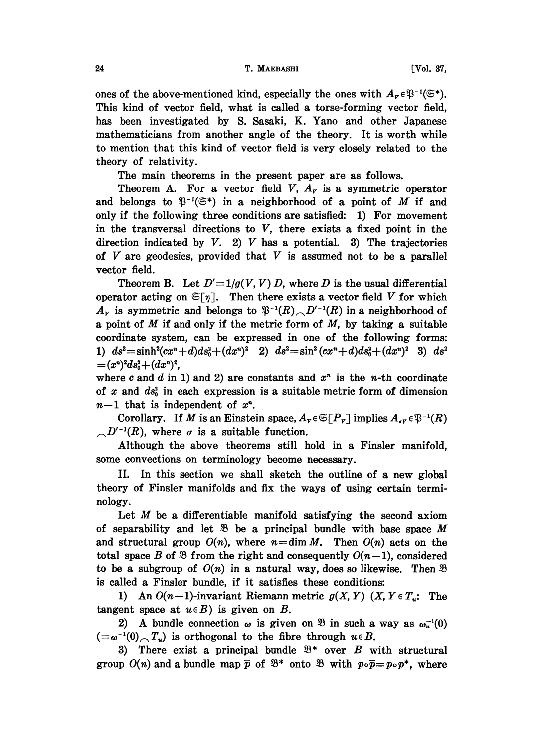ones of the above-mentioned kind, especially the ones with $A_V \in \mathfrak{P}^{-1}(\mathfrak{S}^*)$. This kind of vector field, what is called a torse-forming vector field, has been investigated by S. Sasaki, K. Yano and other Japanese mathematicians from another angle of the theory. It is worth while to mention that this kind of vector field is very closely related to the theory of relativity.

The main theorems in the present paper are as follows.

Theorem A. For a vector field $V$, $A_V$ is a symmetric operator and belongs to $\mathfrak{P}^{-1}(\mathfrak{S}^*)$ in a neighborhood of a point of $M$ if and only if the following three conditions are satisfied: 1) For movement in the transversal directions to $V$, there exists a fixed point in the direction indicated by $V$. 2) $V$ has a potential. 3) The trajectories of $V$ are geodesics, provided that $V$ is assumed not to be a parallel vector field.

Theorem B. Let $D' = 1/g(V, V)\, D$, where $D$ is the usual differential operator acting on $\mathfrak{S}[\eta]$. Then there exists a vector field $V$ for which $A_V$ is symmetric and belongs to $\mathfrak{P}^{-1}(R) \frown D'^{-1}(R)$ in a neighborhood of a point of $M$ if and only if the metric form of $M$, by taking a suitable coordinate system, can be expressed in one of the following forms: 1) $ds^2 = \sinh^2(cx^n + d)ds_0^2 + (dx^n)^2$ 2) $ds^2 = \sin^2(cx^n + d)ds_0^2 + (dx^n)^2$ 3) $ds^2 = (x^n)^2 ds_0^2 + (dx^n)^2$,
where $c$ and $d$ in 1) and 2) are constants and $x^n$ is the $n$-th coordinate of $x$ and $ds_0^2$ in each expression is a suitable metric form of dimension $n-1$ that is independent of $x^n$.

Corollary. If $M$ is an Einstein space, $A_V \in \mathfrak{S}[P_V]$ implies $A_{\sigma V} \in \mathfrak{P}^{-1}(R) \frown D'^{-1}(R)$, where $\sigma$ is a suitable function.

Although the above theorems still hold in a Finsler manifold, some convections on terminology become necessary.

II. In this section we shall sketch the outline of a new global theory of Finsler manifolds and fix the ways of using certain terminology.

Let $M$ be a differentiable manifold satisfying the second axiom of separability and let $\mathfrak{B}$ be a principal bundle with base space $M$ and structural group $O(n)$, where $n = \dim M$. Then $O(n)$ acts on the total space $B$ of $\mathfrak{B}$ from the right and consequently $O(n-1)$, considered to be a subgroup of $O(n)$ in a natural way, does so likewise. Then $\mathfrak{B}$ is called a Finsler bundle, if it satisfies these conditions:

1) An $O(n-1)$-invariant Riemann metric $g(X, Y)$ ($X, Y \in T_u$: The tangent space at $u \in B$) is given on $B$.

2) A bundle connection $\omega$ is given on $\mathfrak{B}$ in such a way as $\omega_u^{-1}(0)$ $(= \omega^{-1}(0) \frown T_u)$ is orthogonal to the fibre through $u \in B$.

3) There exist a principal bundle $\mathfrak{B}^*$ over $B$ with structural group $O(n)$ and a bundle map $\bar{p}$ of $\mathfrak{B}^*$ onto $\mathfrak{B}$ with $p \circ \bar{p} = p \circ p^*$, where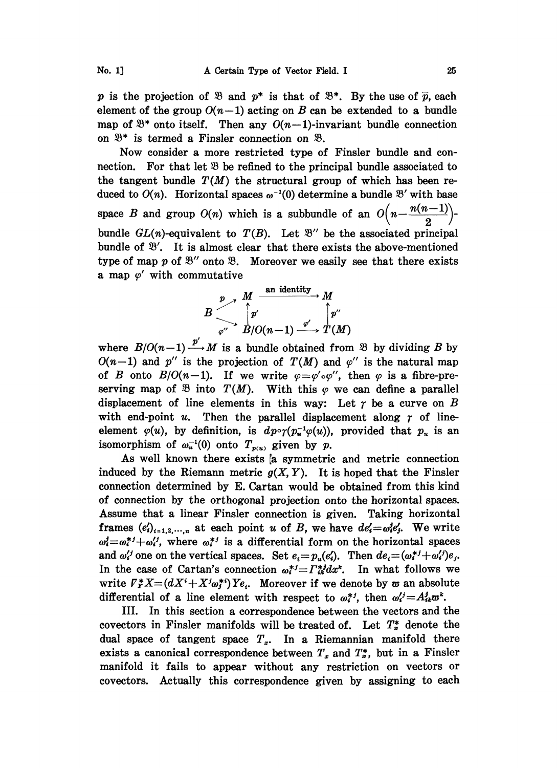$p$ is the projection of $\mathfrak{B}$ and $p^*$ is that of $\mathfrak{B}^*$. By the use of $\bar{p}$, each element of the group $O(n-1)$ acting on $B$ can be extended to a bundle map of $\mathfrak{B}^*$ onto itself. Then any $O(n-1)$-invariant bundle connection on $\mathfrak{B}^*$ is termed a Finsler connection on $\mathfrak{B}$.

Now consider a more restricted type of Finsler bundle and connection. For that let $\mathfrak{B}$ be refined to the principal bundle associated to the tangent bundle $T(M)$ the structural group of which has been reduced to $O(n)$. Horizontal spaces $\omega^{-1}(0)$ determine a bundle $\mathfrak{B}'$ with base space $B$ and group $O(n)$ which is a subbundle of an $O\left(n-\frac{n(n-1)}{2}\right)$-bundle $GL(n)$-equivalent to $T(B)$. Let $\mathfrak{B}''$ be the associated principal bundle of $\mathfrak{B}'$. It is almost clear that there exists the above-mentioned type of map $p$ of $\mathfrak{B}''$ onto $\mathfrak{B}$. Moreover we easily see that there exists a map $\varphi'$ with commutative

$$
\begin{array}{ccccc}
 & \overset{p}{\nearrow} & M & \xrightarrow{\text{an identity}} & M \\
B & & \uparrow p' & & \uparrow p'' \\
 & \underset{\varphi''}{\searrow} & B/O(n-1) & \xrightarrow{\varphi'} & T(M)
\end{array}
$$

where $B/O(n-1) \xrightarrow{p'} M$ is a bundle obtained from $\mathfrak{B}$ by dividing $B$ by $O(n-1)$ and $p''$ is the projection of $T(M)$ and $\varphi''$ is the natural map of $B$ onto $B/O(n-1)$. If we write $\varphi=\varphi'\circ\varphi''$, then $\varphi$ is a fibre-preserving map of $\mathfrak{B}$ into $T(M)$. With this $\varphi$ we can define a parallel displacement of line elements in this way: Let $\gamma$ be a curve on $B$ with end-point $u$. Then the parallel displacement along $\gamma$ of line-element $\varphi(u)$, by definition, is $dp\circ\gamma(p_u^{-1}\varphi(u))$, provided that $p_u$ is an isomorphism of $\omega_u^{-1}(0)$ onto $T_{p(u)}$ given by $p$.

As well known there exists a symmetric and metric connection induced by the Riemann metric $g(X, Y)$. It is hoped that the Finsler connection determined by E. Cartan would be obtained from this kind of connection by the orthogonal projection onto the horizontal spaces. Assume that a linear Finsler connection is given. Taking horizontal frames $(e'_i)_{i=1,2,\cdots,n}$ at each point $u$ of $B$, we have $de'_i=\omega_i^j e'_j$. We write $\omega_i^j=\omega_i^{*j}+\omega_i'^j$, where $\omega_i^{*j}$ is a differential form on the horizontal spaces and $\omega_i'^j$ one on the vertical spaces. Set $e_i=p_u(e'_i)$. Then $de_i=(\omega_i^{*j}+\omega_i'^j)e_j$. In the case of Cartan's connection $\omega_i^{*j}=\Gamma_{ik}^{*j}dx^k$. In what follows we write $\nabla_Y^* X=(dX^i+X^j\omega_j^{*i})Ye_i$. Moreover if we denote by $\varpi$ an absolute differential of a line element with respect to $\omega_i^{*j}$, then $\omega_i'^j=A_{ik}^j\varpi^k$.

III. In this section a correspondence between the vectors and the covectors in Finsler manifolds will be treated of. Let $T_x^*$ denote the dual space of tangent space $T_x$. In a Riemannian manifold there exists a canonical correspondence between $T_x$ and $T_x^*$, but in a Finsler manifold it fails to appear without any restriction on vectors or covectors. Actually this correspondence given by assigning to each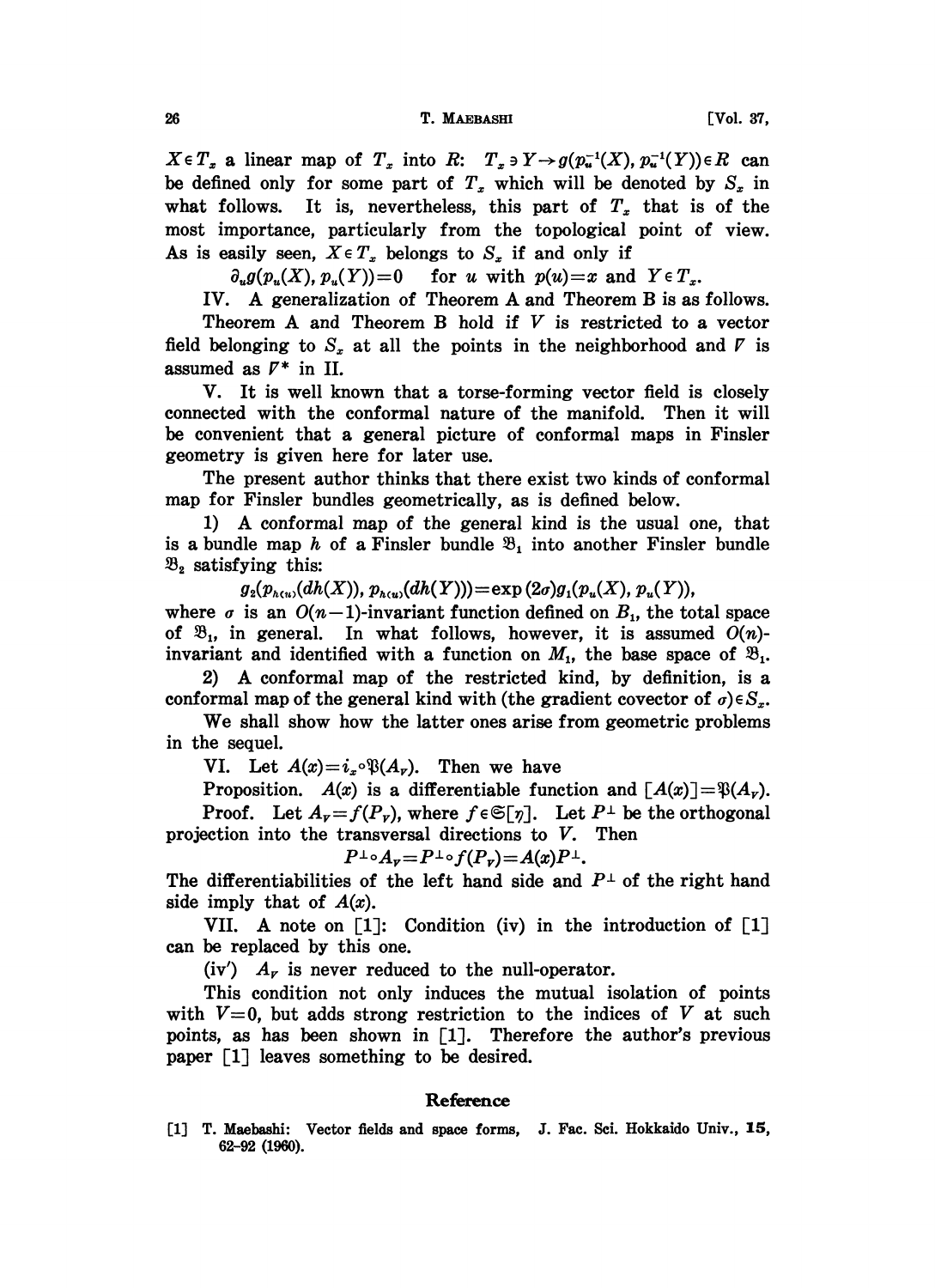$X \in T_x$ a linear map of $T_x$ into $R$: $T_x \ni Y \to g(p_u^{-1}(X), p_u^{-1}(Y)) \in R$ can be defined only for some part of $T_x$ which will be denoted by $S_x$ in what follows. It is, nevertheless, this part of $T_x$ that is of the most importance, particularly from the topological point of view. As is easily seen, $X \in T_x$ belongs to $S_x$ if and only if

$$\partial_u g(p_u(X), p_u(Y)) = 0 \quad \text{for } u \text{ with } p(u) = x \text{ and } Y \in T_x.$$

IV. A generalization of Theorem A and Theorem B is as follows.

Theorem A and Theorem B hold if $V$ is restricted to a vector field belonging to $S_x$ at all the points in the neighborhood and $\nabla$ is assumed as $\nabla^*$ in II.

V. It is well known that a torse-forming vector field is closely connected with the conformal nature of the manifold. Then it will be convenient that a general picture of conformal maps in Finsler geometry is given here for later use.

The present author thinks that there exist two kinds of conformal map for Finsler bundles geometrically, as is defined below.

1) A conformal map of the general kind is the usual one, that is a bundle map $h$ of a Finsler bundle $\mathfrak{B}_1$ into another Finsler bundle $\mathfrak{B}_2$ satisfying this:

$$g_2(p_{h(u)}(dh(X)), p_{h(u)}(dh(Y))) = \exp(2\sigma) g_1(p_u(X), p_u(Y)),$$

where $\sigma$ is an $O(n-1)$-invariant function defined on $B_1$, the total space of $\mathfrak{B}_1$, in general. In what follows, however, it is assumed $O(n)$-invariant and identified with a function on $M_1$, the base space of $\mathfrak{B}_1$.

2) A conformal map of the restricted kind, by definition, is a conformal map of the general kind with (the gradient covector of $\sigma$) $\in S_x$.

We shall show how the latter ones arise from geometric problems in the sequel.

VI. Let $A(x) = i_x \circ \mathfrak{P}(A_V)$. Then we have

Proposition. $A(x)$ is a differentiable function and $[A(x)] = \mathfrak{P}(A_V)$.

Proof. Let $A_V = f(P_V)$, where $f \in \mathfrak{S}[\eta]$. Let $P^\perp$ be the orthogonal projection into the transversal directions to $V$. Then

$$P^\perp \circ A_V = P^\perp \circ f(P_V) = A(x) P^\perp.$$

The differentiabilities of the left hand side and $P^\perp$ of the right hand side imply that of $A(x)$.

VII. A note on [1]: Condition (iv) in the introduction of [1] can be replaced by this one.

(iv′) $A_V$ is never reduced to the null-operator.

This condition not only induces the mutual isolation of points with $V = 0$, but adds strong restriction to the indices of $V$ at such points, as has been shown in [1]. Therefore the author's previous paper [1] leaves something to be desired.

## Reference

[1] T. Maebashi: Vector fields and space forms, J. Fac. Sci. Hokkaido Univ., **15**, 62–92 (1960).